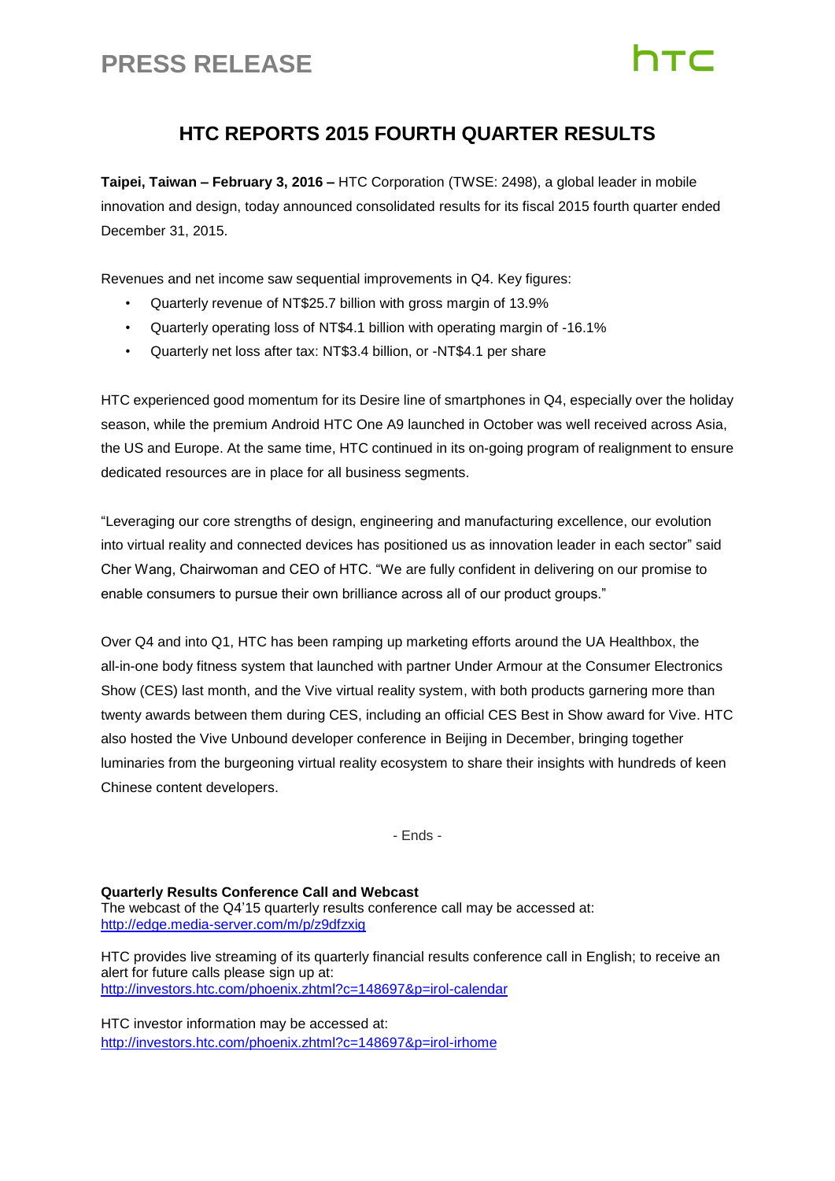# PRESS RELEASE

## HTC REPORTS 2015 FOURTH QUARTER RESULTS

**Taipei, Taiwan – February 3, 2016 –** HTC Corporation (TWSE: 2498), a global leader in mobile innovation and design, today announced consolidated results for its fiscal 2015 fourth quarter ended December 31, 2015.

Revenues and net income saw sequential improvements in Q4. Key figures:

- Quarterly revenue of NT$25.7 billion with gross margin of 13.9%
- Quarterly operating loss of NT$4.1 billion with operating margin of -16.1%
- Quarterly net loss after tax: NT$3.4 billion, or -NT$4.1 per share

HTC experienced good momentum for its Desire line of smartphones in Q4, especially over the holiday season, while the premium Android HTC One A9 launched in October was well received across Asia, the US and Europe. At the same time, HTC continued in its on-going program of realignment to ensure dedicated resources are in place for all business segments.

"Leveraging our core strengths of design, engineering and manufacturing excellence, our evolution into virtual reality and connected devices has positioned us as innovation leader in each sector" said Cher Wang, Chairwoman and CEO of HTC. "We are fully confident in delivering on our promise to enable consumers to pursue their own brilliance across all of our product groups."

Over Q4 and into Q1, HTC has been ramping up marketing efforts around the UA Healthbox, the all-in-one body fitness system that launched with partner Under Armour at the Consumer Electronics Show (CES) last month, and the Vive virtual reality system, with both products garnering more than twenty awards between them during CES, including an official CES Best in Show award for Vive. HTC also hosted the Vive Unbound developer conference in Beijing in December, bringing together luminaries from the burgeoning virtual reality ecosystem to share their insights with hundreds of keen Chinese content developers.

- Ends -

**Quarterly Results Conference Call and Webcast**
The webcast of the Q4'15 quarterly results conference call may be accessed at:
http://edge.media-server.com/m/p/z9dfzxig

HTC provides live streaming of its quarterly financial results conference call in English; to receive an alert for future calls please sign up at:
http://investors.htc.com/phoenix.zhtml?c=148697&p=irol-calendar

HTC investor information may be accessed at:
http://investors.htc.com/phoenix.zhtml?c=148697&p=irol-irhome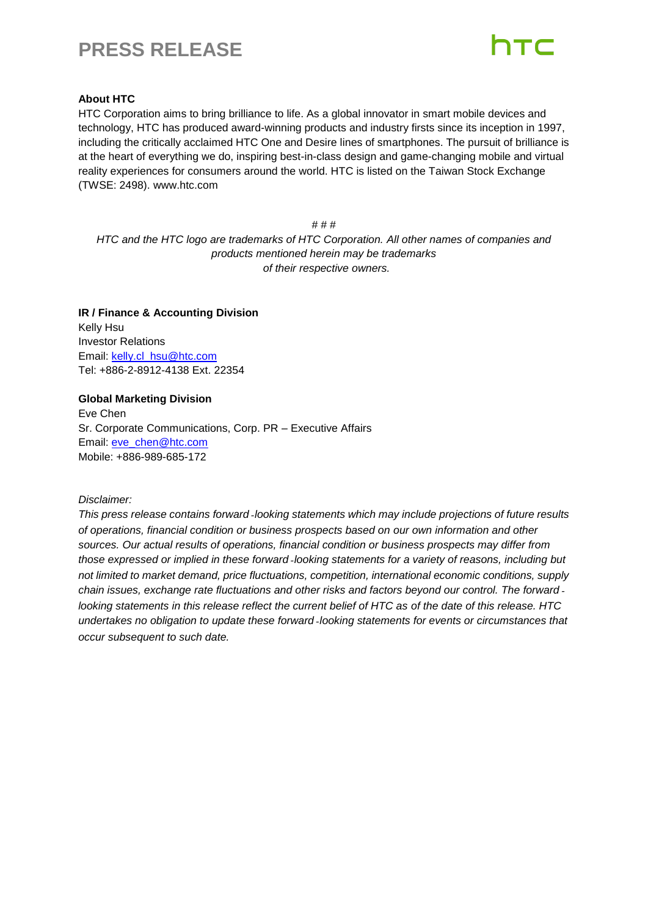**About HTC**

HTC Corporation aims to bring brilliance to life. As a global innovator in smart mobile devices and technology, HTC has produced award-winning products and industry firsts since its inception in 1997, including the critically acclaimed HTC One and Desire lines of smartphones. The pursuit of brilliance is at the heart of everything we do, inspiring best-in-class design and game-changing mobile and virtual reality experiences for consumers around the world. HTC is listed on the Taiwan Stock Exchange (TWSE: 2498). www.htc.com

# # #

*HTC and the HTC logo are trademarks of HTC Corporation. All other names of companies and products mentioned herein may be trademarks of their respective owners.*

**IR / Finance & Accounting Division**
Kelly Hsu
Investor Relations
Email: kelly.cl_hsu@htc.com
Tel: +886-2-8912-4138 Ext. 22354

**Global Marketing Division**
Eve Chen
Sr. Corporate Communications, Corp. PR – Executive Affairs
Email: eve_chen@htc.com
Mobile: +886-989-685-172

*Disclaimer:*

*This press release contains forward-looking statements which may include projections of future results of operations, financial condition or business prospects based on our own information and other sources. Our actual results of operations, financial condition or business prospects may differ from those expressed or implied in these forward-looking statements for a variety of reasons, including but not limited to market demand, price fluctuations, competition, international economic conditions, supply chain issues, exchange rate fluctuations and other risks and factors beyond our control. The forward-looking statements in this release reflect the current belief of HTC as of the date of this release. HTC undertakes no obligation to update these forward-looking statements for events or circumstances that occur subsequent to such date.*